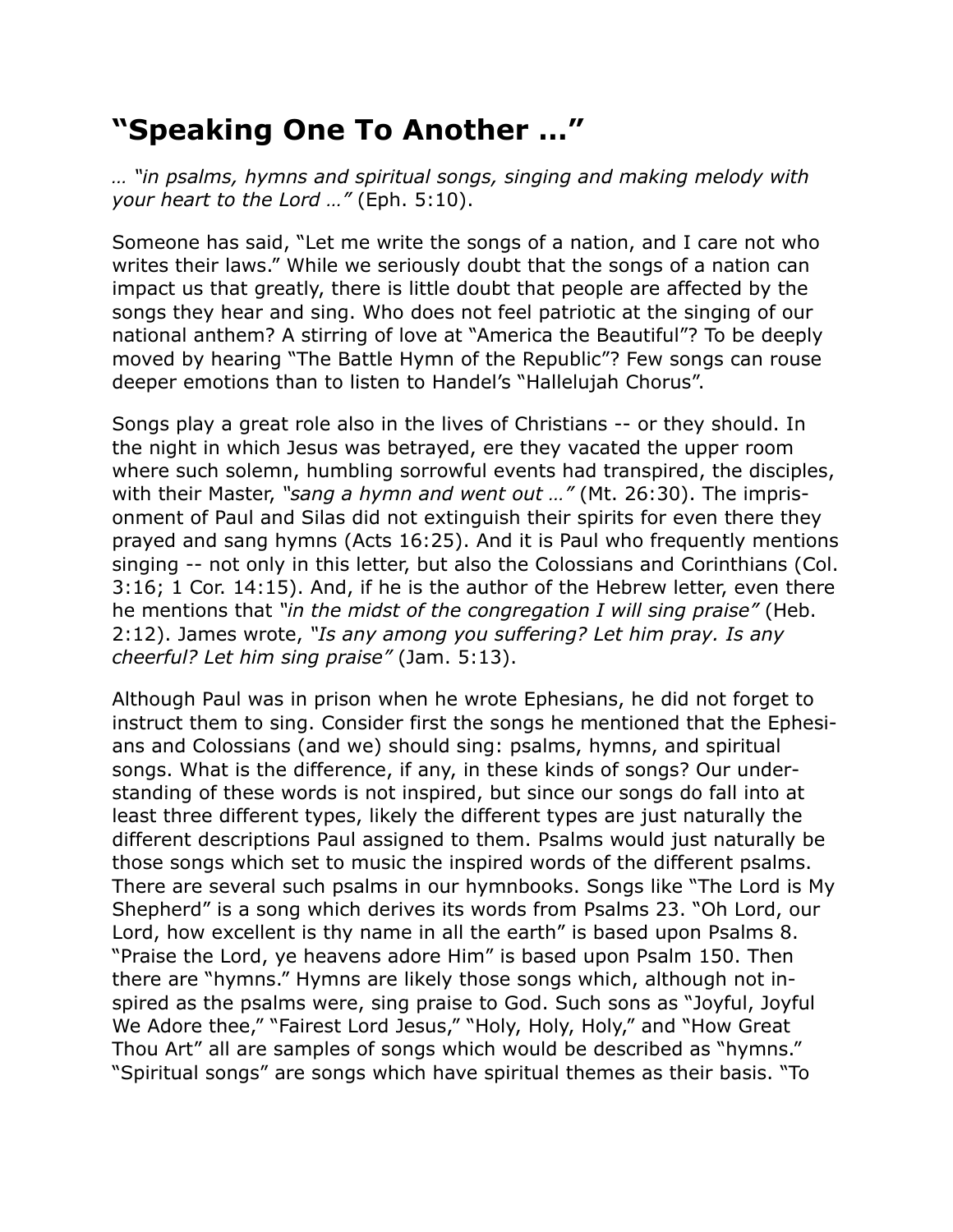# “Speaking One To Another …”

… “*in psalms, hymns and spiritual songs, singing and making melody with your heart to the Lord …”* (Eph. 5:10).

Someone has said, “Let me write the songs of a nation, and I care not who writes their laws.” While we seriously doubt that the songs of a nation can impact us that greatly, there is little doubt that people are affected by the songs they hear and sing. Who does not feel patriotic at the singing of our national anthem? A stirring of love at “America the Beautiful”? To be deeply moved by hearing “The Battle Hymn of the Republic”? Few songs can rouse deeper emotions than to listen to Handel’s “Hallelujah Chorus”.

Songs play a great role also in the lives of Christians -- or they should. In the night in which Jesus was betrayed, ere they vacated the upper room where such solemn, humbling sorrowful events had transpired, the disciples, with their Master, *“sang a hymn and went out …”* (Mt. 26:30). The imprisonment of Paul and Silas did not extinguish their spirits for even there they prayed and sang hymns (Acts 16:25). And it is Paul who frequently mentions singing -- not only in this letter, but also the Colossians and Corinthians (Col. 3:16; 1 Cor. 14:15). And, if he is the author of the Hebrew letter, even there he mentions that *“in the midst of the congregation I will sing praise”* (Heb. 2:12). James wrote, *“Is any among you suffering? Let him pray. Is any cheerful? Let him sing praise”* (Jam. 5:13).

Although Paul was in prison when he wrote Ephesians, he did not forget to instruct them to sing. Consider first the songs he mentioned that the Ephesians and Colossians (and we) should sing: psalms, hymns, and spiritual songs. What is the difference, if any, in these kinds of songs? Our understanding of these words is not inspired, but since our songs do fall into at least three different types, likely the different types are just naturally the different descriptions Paul assigned to them. Psalms would just naturally be those songs which set to music the inspired words of the different psalms. There are several such psalms in our hymnbooks. Songs like “The Lord is My Shepherd” is a song which derives its words from Psalms 23. “Oh Lord, our Lord, how excellent is thy name in all the earth” is based upon Psalms 8. “Praise the Lord, ye heavens adore Him” is based upon Psalm 150. Then there are “hymns.” Hymns are likely those songs which, although not inspired as the psalms were, sing praise to God. Such sons as “Joyful, Joyful We Adore thee,” “Fairest Lord Jesus,” “Holy, Holy, Holy,” and “How Great Thou Art” all are samples of songs which would be described as “hymns.” “Spiritual songs” are songs which have spiritual themes as their basis. “To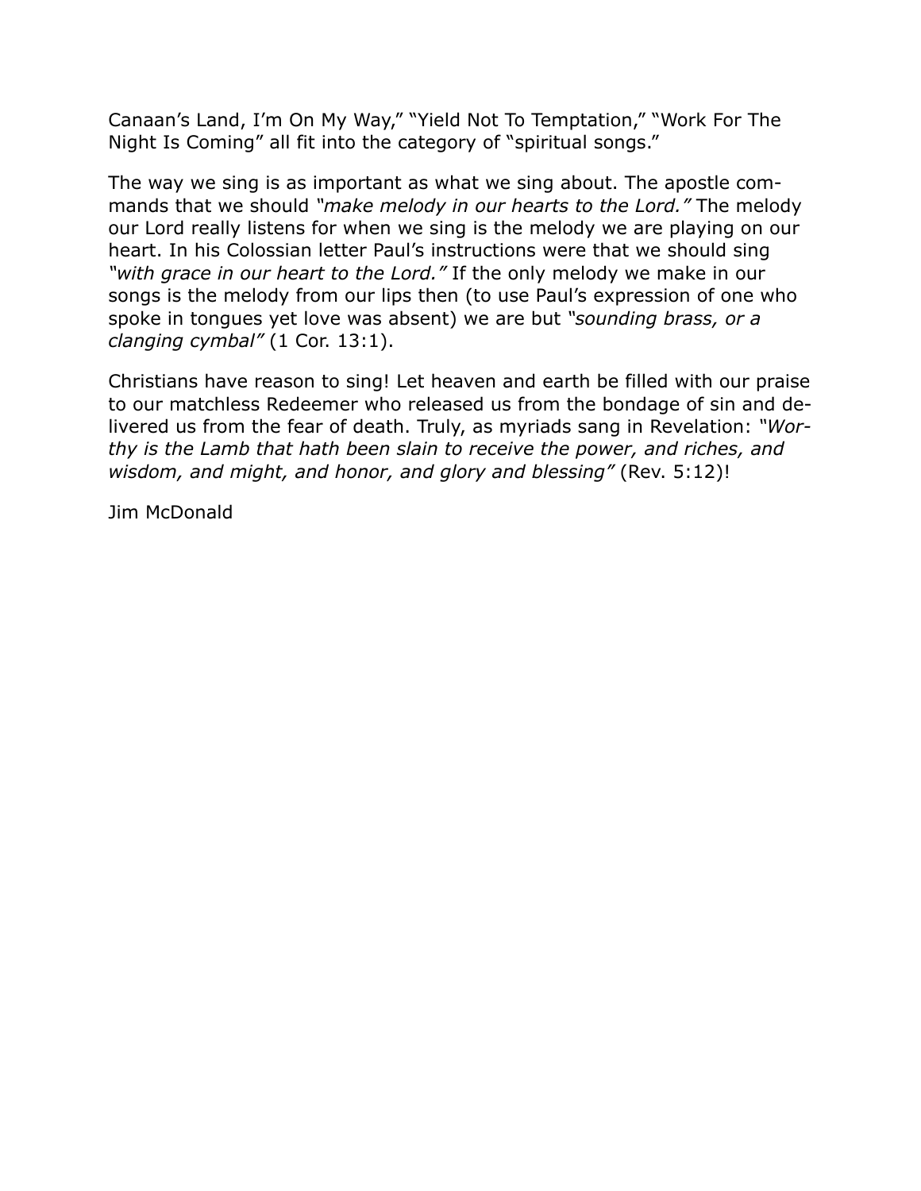Canaan's Land, I'm On My Way," "Yield Not To Temptation," "Work For The Night Is Coming" all fit into the category of "spiritual songs."

The way we sing is as important as what we sing about. The apostle commands that we should *"make melody in our hearts to the Lord."* The melody our Lord really listens for when we sing is the melody we are playing on our heart. In his Colossian letter Paul's instructions were that we should sing *"with grace in our heart to the Lord."* If the only melody we make in our songs is the melody from our lips then (to use Paul's expression of one who spoke in tongues yet love was absent) we are but *"sounding brass, or a clanging cymbal"* (1 Cor. 13:1).

Christians have reason to sing! Let heaven and earth be filled with our praise to our matchless Redeemer who released us from the bondage of sin and delivered us from the fear of death. Truly, as myriads sang in Revelation: *"Worthy is the Lamb that hath been slain to receive the power, and riches, and wisdom, and might, and honor, and glory and blessing"* (Rev. 5:12)!

Jim McDonald